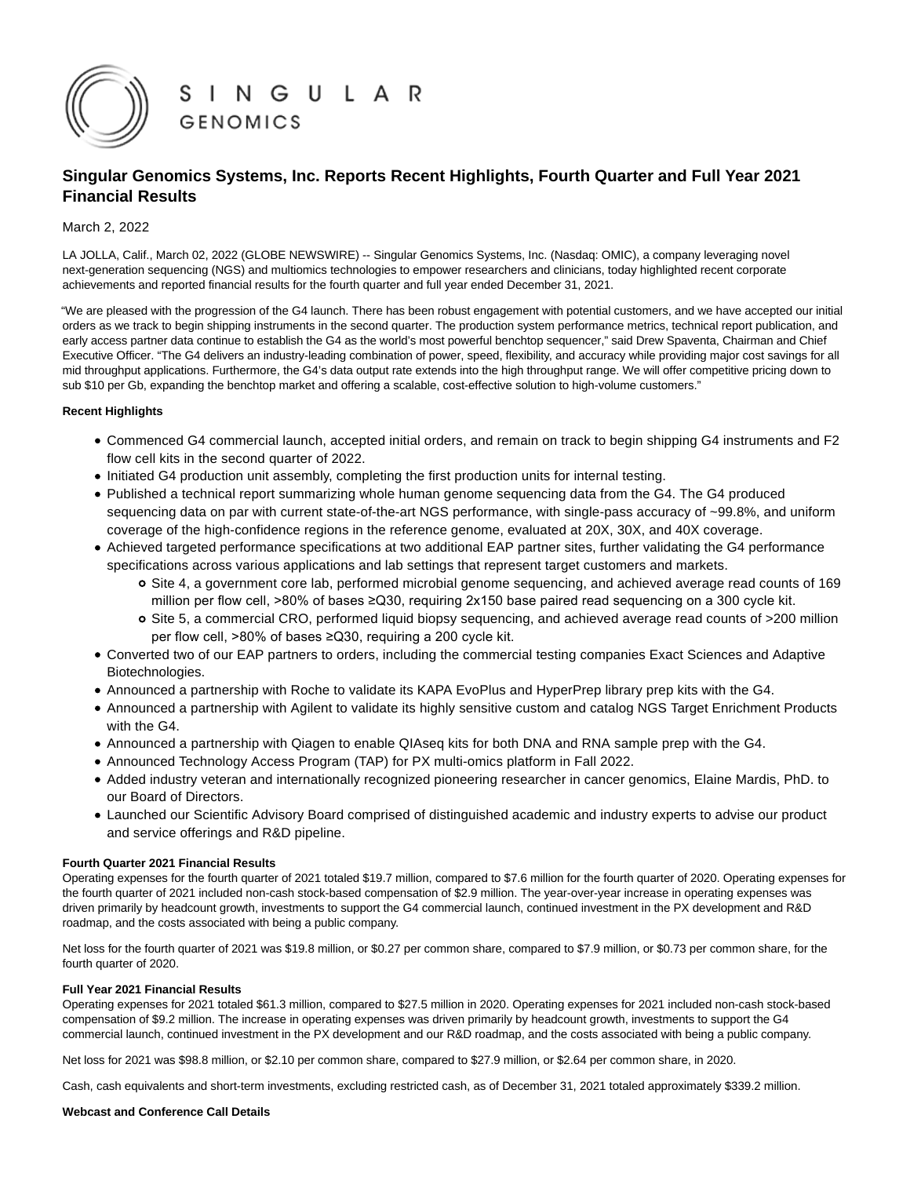# Singular Genomics Systems, Inc. Reports Recent Highlights, Fourth Quarter and Full Year 2021 Financial Results

March 2, 2022

LA JOLLA, Calif., March 02, 2022 (GLOBE NEWSWIRE) -- Singular Genomics Systems, Inc. (Nasdaq: OMIC), a company leveraging novel next-generation sequencing (NGS) and multiomics technologies to empower researchers and clinicians, today highlighted recent corporate achievements and reported financial results for the fourth quarter and full year ended December 31, 2021.

"We are pleased with the progression of the G4 launch. There has been robust engagement with potential customers, and we have accepted our initial orders as we track to begin shipping instruments in the second quarter. The production system performance metrics, technical report publication, and early access partner data continue to establish the G4 as the world's most powerful benchtop sequencer," said Drew Spaventa, Chairman and Chief Executive Officer. "The G4 delivers an industry-leading combination of power, speed, flexibility, and accuracy while providing major cost savings for all mid throughput applications. Furthermore, the G4's data output rate extends into the high throughput range. We will offer competitive pricing down to sub $10 per Gb, expanding the benchtop market and offering a scalable, cost-effective solution to high-volume customers."

**Recent Highlights**

- Commenced G4 commercial launch, accepted initial orders, and remain on track to begin shipping G4 instruments and F2 flow cell kits in the second quarter of 2022.
- Initiated G4 production unit assembly, completing the first production units for internal testing.
- Published a technical report summarizing whole human genome sequencing data from the G4. The G4 produced sequencing data on par with current state-of-the-art NGS performance, with single-pass accuracy of ~99.8%, and uniform coverage of the high-confidence regions in the reference genome, evaluated at 20X, 30X, and 40X coverage.
- Achieved targeted performance specifications at two additional EAP partner sites, further validating the G4 performance specifications across various applications and lab settings that represent target customers and markets.
  - Site 4, a government core lab, performed microbial genome sequencing, and achieved average read counts of 169 million per flow cell, >80% of bases ≥Q30, requiring 2x150 base paired read sequencing on a 300 cycle kit.
  - Site 5, a commercial CRO, performed liquid biopsy sequencing, and achieved average read counts of >200 million per flow cell, >80% of bases ≥Q30, requiring a 200 cycle kit.
- Converted two of our EAP partners to orders, including the commercial testing companies Exact Sciences and Adaptive Biotechnologies.
- Announced a partnership with Roche to validate its KAPA EvoPlus and HyperPrep library prep kits with the G4.
- Announced a partnership with Agilent to validate its highly sensitive custom and catalog NGS Target Enrichment Products with the G4.
- Announced a partnership with Qiagen to enable QIAseq kits for both DNA and RNA sample prep with the G4.
- Announced Technology Access Program (TAP) for PX multi-omics platform in Fall 2022.
- Added industry veteran and internationally recognized pioneering researcher in cancer genomics, Elaine Mardis, PhD. to our Board of Directors.
- Launched our Scientific Advisory Board comprised of distinguished academic and industry experts to advise our product and service offerings and R&D pipeline.

**Fourth Quarter 2021 Financial Results**

Operating expenses for the fourth quarter of 2021 totaled $19.7 million, compared to $7.6 million for the fourth quarter of 2020. Operating expenses for the fourth quarter of 2021 included non-cash stock-based compensation of $2.9 million. The year-over-year increase in operating expenses was driven primarily by headcount growth, investments to support the G4 commercial launch, continued investment in the PX development and R&D roadmap, and the costs associated with being a public company.

Net loss for the fourth quarter of 2021 was $19.8 million, or $0.27 per common share, compared to $7.9 million, or $0.73 per common share, for the fourth quarter of 2020.

**Full Year 2021 Financial Results**

Operating expenses for 2021 totaled $61.3 million, compared to $27.5 million in 2020. Operating expenses for 2021 included non-cash stock-based compensation of $9.2 million. The increase in operating expenses was driven primarily by headcount growth, investments to support the G4 commercial launch, continued investment in the PX development and our R&D roadmap, and the costs associated with being a public company.

Net loss for 2021 was $98.8 million, or $2.10 per common share, compared to $27.9 million, or $2.64 per common share, in 2020.

Cash, cash equivalents and short-term investments, excluding restricted cash, as of December 31, 2021 totaled approximately $339.2 million.

**Webcast and Conference Call Details**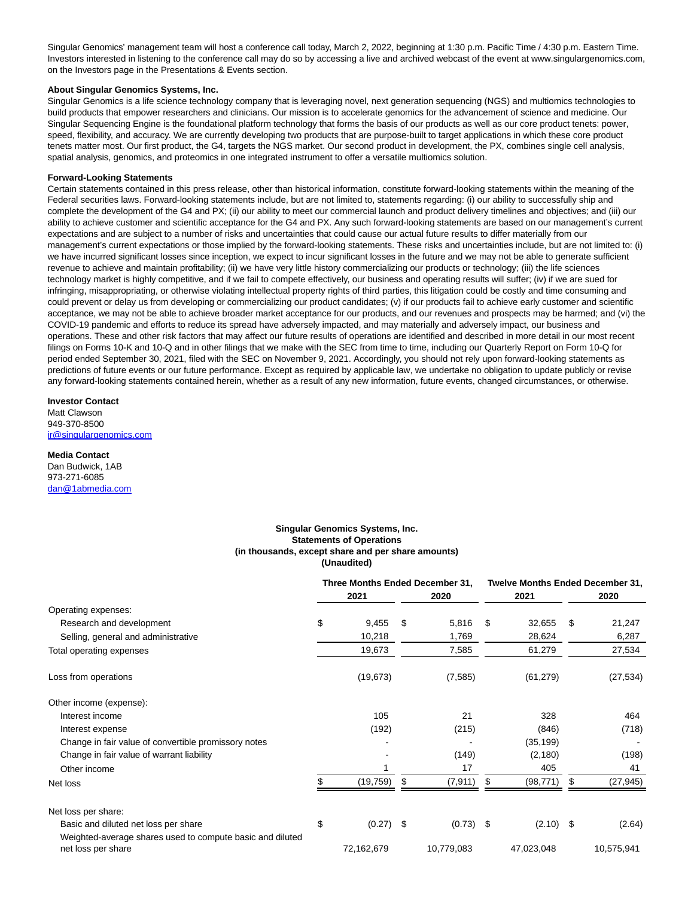Singular Genomics' management team will host a conference call today, March 2, 2022, beginning at 1:30 p.m. Pacific Time / 4:30 p.m. Eastern Time. Investors interested in listening to the conference call may do so by accessing a live and archived webcast of the event at www.singulargenomics.com, on the Investors page in the Presentations & Events section.

**About Singular Genomics Systems, Inc.**

Singular Genomics is a life science technology company that is leveraging novel, next generation sequencing (NGS) and multiomics technologies to build products that empower researchers and clinicians. Our mission is to accelerate genomics for the advancement of science and medicine. Our Singular Sequencing Engine is the foundational platform technology that forms the basis of our products as well as our core product tenets: power, speed, flexibility, and accuracy. We are currently developing two products that are purpose-built to target applications in which these core product tenets matter most. Our first product, the G4, targets the NGS market. Our second product in development, the PX, combines single cell analysis, spatial analysis, genomics, and proteomics in one integrated instrument to offer a versatile multiomics solution.

**Forward-Looking Statements**

Certain statements contained in this press release, other than historical information, constitute forward-looking statements within the meaning of the Federal securities laws. Forward-looking statements include, but are not limited to, statements regarding: (i) our ability to successfully ship and complete the development of the G4 and PX; (ii) our ability to meet our commercial launch and product delivery timelines and objectives; and (iii) our ability to achieve customer and scientific acceptance for the G4 and PX. Any such forward-looking statements are based on our management's current expectations and are subject to a number of risks and uncertainties that could cause our actual future results to differ materially from our management's current expectations or those implied by the forward-looking statements. These risks and uncertainties include, but are not limited to: (i) we have incurred significant losses since inception, we expect to incur significant losses in the future and we may not be able to generate sufficient revenue to achieve and maintain profitability; (ii) we have very little history commercializing our products or technology; (iii) the life sciences technology market is highly competitive, and if we fail to compete effectively, our business and operating results will suffer; (iv) if we are sued for infringing, misappropriating, or otherwise violating intellectual property rights of third parties, this litigation could be costly and time consuming and could prevent or delay us from developing or commercializing our product candidates; (v) if our products fail to achieve early customer and scientific acceptance, we may not be able to achieve broader market acceptance for our products, and our revenues and prospects may be harmed; and (vi) the COVID-19 pandemic and efforts to reduce its spread have adversely impacted, and may materially and adversely impact, our business and operations. These and other risk factors that may affect our future results of operations are identified and described in more detail in our most recent filings on Forms 10-K and 10-Q and in other filings that we make with the SEC from time to time, including our Quarterly Report on Form 10-Q for period ended September 30, 2021, filed with the SEC on November 9, 2021. Accordingly, you should not rely upon forward-looking statements as predictions of future events or our future performance. Except as required by applicable law, we undertake no obligation to update publicly or revise any forward-looking statements contained herein, whether as a result of any new information, future events, changed circumstances, or otherwise.

**Investor Contact**
Matt Clawson
949-370-8500
ir@singulargenomics.com

**Media Contact**
Dan Budwick, 1AB
973-271-6085
dan@1abmedia.com

**Singular Genomics Systems, Inc.**
**Statements of Operations**
**(in thousands, except share and per share amounts)**
**(Unaudited)**

| | Three Months Ended December 31, | | Twelve Months Ended December 31, | |
|---|---|---|---|---|
| | 2021 | 2020 | 2021 | 2020 |
| Operating expenses: | | | | |
| Research and development | $ 9,455 | $ 5,816 | $ 32,655 | $ 21,247 |
| Selling, general and administrative | 10,218 | 1,769 | 28,624 | 6,287 |
| Total operating expenses | 19,673 | 7,585 | 61,279 | 27,534 |
| Loss from operations | (19,673) | (7,585) | (61,279) | (27,534) |
| Other income (expense): | | | | |
| Interest income | 105 | 21 | 328 | 464 |
| Interest expense | (192) | (215) | (846) | (718) |
| Change in fair value of convertible promissory notes | - | - | (35,199) | - |
| Change in fair value of warrant liability | - | (149) | (2,180) | (198) |
| Other income | 1 | 17 | 405 | 41 |
| Net loss | $ (19,759) | $ (7,911) | $ (98,771) | $ (27,945) |
| Net loss per share: | | | | |
| Basic and diluted net loss per share | $ (0.27) | $ (0.73) | $ (2.10) | $ (2.64) |
| Weighted-average shares used to compute basic and diluted net loss per share | 72,162,679 | 10,779,083 | 47,023,048 | 10,575,941 |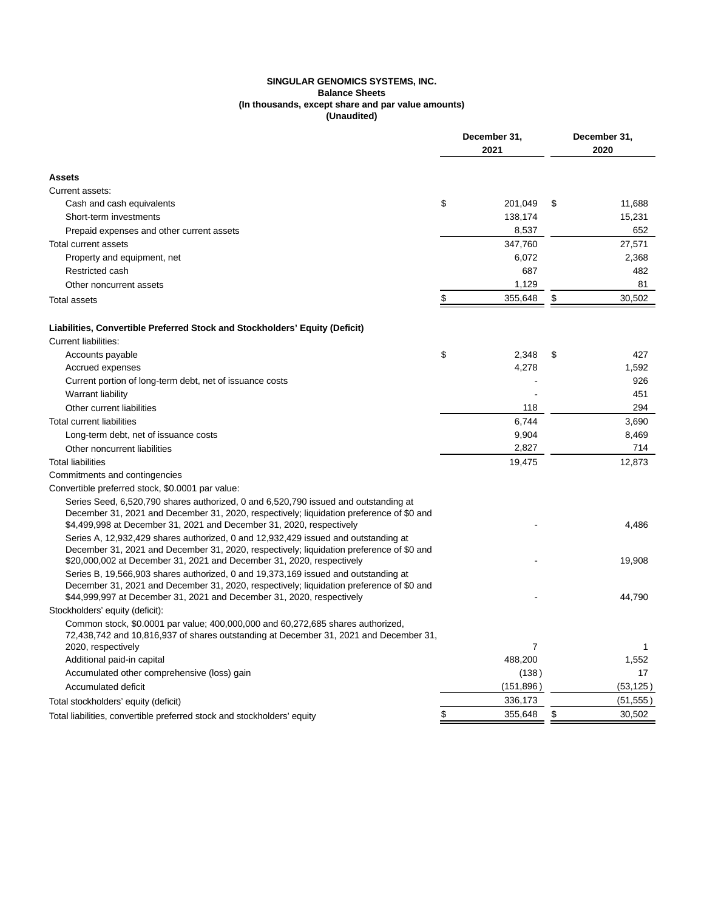**SINGULAR GENOMICS SYSTEMS, INC.**
**Balance Sheets**
**(In thousands, except share and par value amounts)**
**(Unaudited)**

| | December 31, 2021 | December 31, 2020 |
|---|---|---|
| **Assets** | | |
| Current assets: | | |
| Cash and cash equivalents | $ 201,049 | $ 11,688 |
| Short-term investments | 138,174 | 15,231 |
| Prepaid expenses and other current assets | 8,537 | 652 |
| Total current assets | 347,760 | 27,571 |
| Property and equipment, net | 6,072 | 2,368 |
| Restricted cash | 687 | 482 |
| Other noncurrent assets | 1,129 | 81 |
| Total assets | $ 355,648 | $ 30,502 |
| **Liabilities, Convertible Preferred Stock and Stockholders' Equity (Deficit)** | | |
| Current liabilities: | | |
| Accounts payable | $ 2,348 | $ 427 |
| Accrued expenses | 4,278 | 1,592 |
| Current portion of long-term debt, net of issuance costs | - | 926 |
| Warrant liability | - | 451 |
| Other current liabilities | 118 | 294 |
| Total current liabilities | 6,744 | 3,690 |
| Long-term debt, net of issuance costs | 9,904 | 8,469 |
| Other noncurrent liabilities | 2,827 | 714 |
| Total liabilities | 19,475 | 12,873 |
| Commitments and contingencies | | |
| Convertible preferred stock, $0.0001 par value: | | |
| Series Seed, 6,520,790 shares authorized, 0 and 6,520,790 issued and outstanding at December 31, 2021 and December 31, 2020, respectively; liquidation preference of $0 and $4,499,998 at December 31, 2021 and December 31, 2020, respectively | - | 4,486 |
| Series A, 12,932,429 shares authorized, 0 and 12,932,429 issued and outstanding at December 31, 2021 and December 31, 2020, respectively; liquidation preference of $0 and $20,000,002 at December 31, 2021 and December 31, 2020, respectively | - | 19,908 |
| Series B, 19,566,903 shares authorized, 0 and 19,373,169 issued and outstanding at December 31, 2021 and December 31, 2020, respectively; liquidation preference of $0 and $44,999,997 at December 31, 2021 and December 31, 2020, respectively | - | 44,790 |
| Stockholders' equity (deficit): | | |
| Common stock, $0.0001 par value; 400,000,000 and 60,272,685 shares authorized, 72,438,742 and 10,816,937 of shares outstanding at December 31, 2021 and December 31, 2020, respectively | 7 | 1 |
| Additional paid-in capital | 488,200 | 1,552 |
| Accumulated other comprehensive (loss) gain | (138) | 17 |
| Accumulated deficit | (151,896) | (53,125) |
| Total stockholders' equity (deficit) | 336,173 | (51,555) |
| Total liabilities, convertible preferred stock and stockholders' equity | $ 355,648 | $ 30,502 |